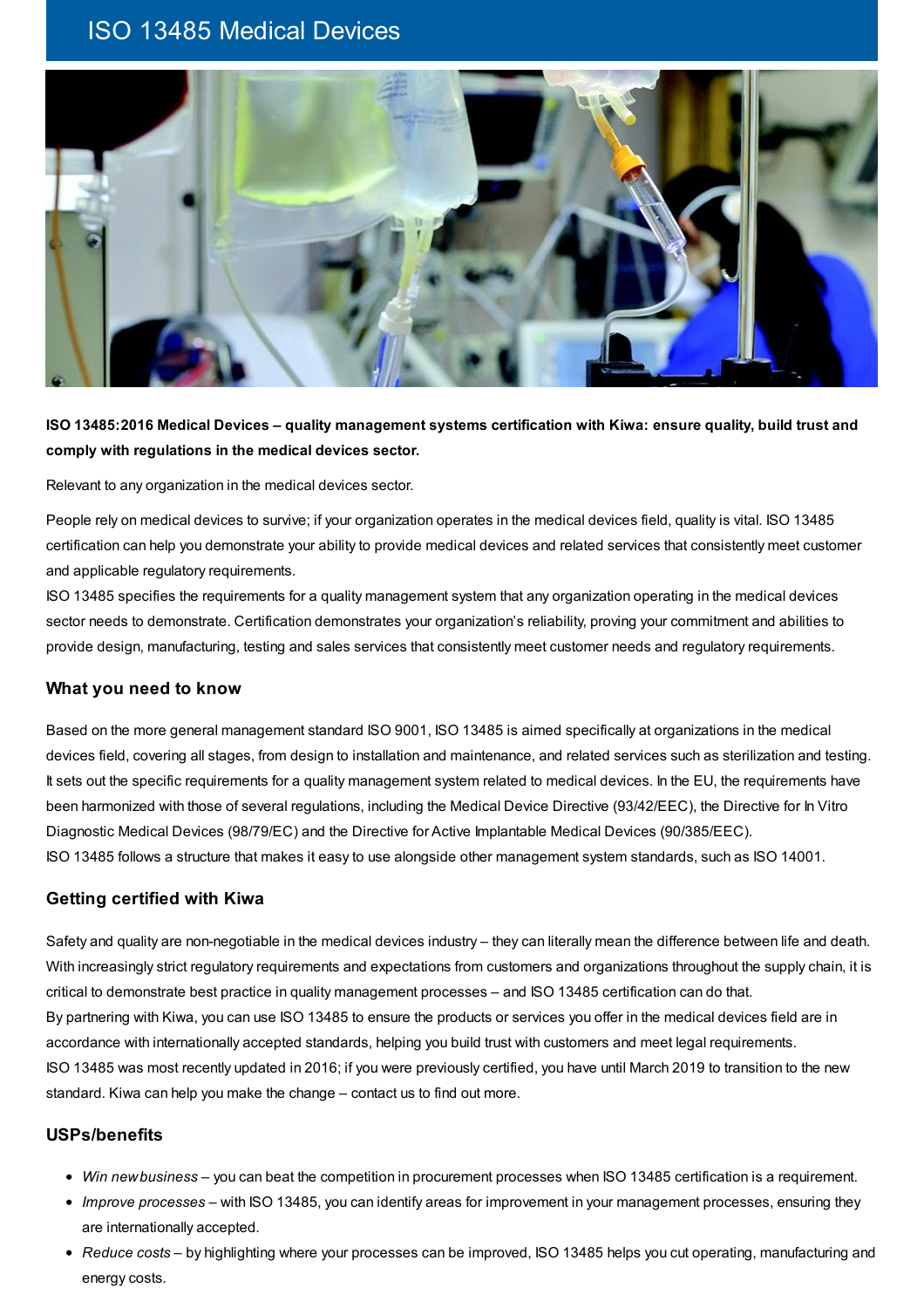# ISO 13485 Medical Devices

**ISO 13485:2016 Medical Devices – quality management systems certification with Kiwa: ensure quality, build trust and comply with regulations in the medical devices sector.**

Relevant to any organization in the medical devices sector.

People rely on medical devices to survive; if your organization operates in the medical devices field, quality is vital. ISO 13485 certification can help you demonstrate your ability to provide medical devices and related services that consistently meet customer and applicable regulatory requirements.

ISO 13485 specifies the requirements for a quality management system that any organization operating in the medical devices sector needs to demonstrate. Certification demonstrates your organization's reliability, proving your commitment and abilities to provide design, manufacturing, testing and sales services that consistently meet customer needs and regulatory requirements.

## What you need to know

Based on the more general management standard ISO 9001, ISO 13485 is aimed specifically at organizations in the medical devices field, covering all stages, from design to installation and maintenance, and related services such as sterilization and testing. It sets out the specific requirements for a quality management system related to medical devices. In the EU, the requirements have been harmonized with those of several regulations, including the Medical Device Directive (93/42/EEC), the Directive for In Vitro Diagnostic Medical Devices (98/79/EC) and the Directive for Active Implantable Medical Devices (90/385/EEC).

ISO 13485 follows a structure that makes it easy to use alongside other management system standards, such as ISO 14001.

## Getting certified with Kiwa

Safety and quality are non-negotiable in the medical devices industry – they can literally mean the difference between life and death. With increasingly strict regulatory requirements and expectations from customers and organizations throughout the supply chain, it is critical to demonstrate best practice in quality management processes – and ISO 13485 certification can do that.

By partnering with Kiwa, you can use ISO 13485 to ensure the products or services you offer in the medical devices field are in accordance with internationally accepted standards, helping you build trust with customers and meet legal requirements.

ISO 13485 was most recently updated in 2016; if you were previously certified, you have until March 2019 to transition to the new standard. Kiwa can help you make the change – contact us to find out more.

## USPs/benefits

- *Win new business* – you can beat the competition in procurement processes when ISO 13485 certification is a requirement.
- *Improve processes* – with ISO 13485, you can identify areas for improvement in your management processes, ensuring they are internationally accepted.
- *Reduce costs* – by highlighting where your processes can be improved, ISO 13485 helps you cut operating, manufacturing and energy costs.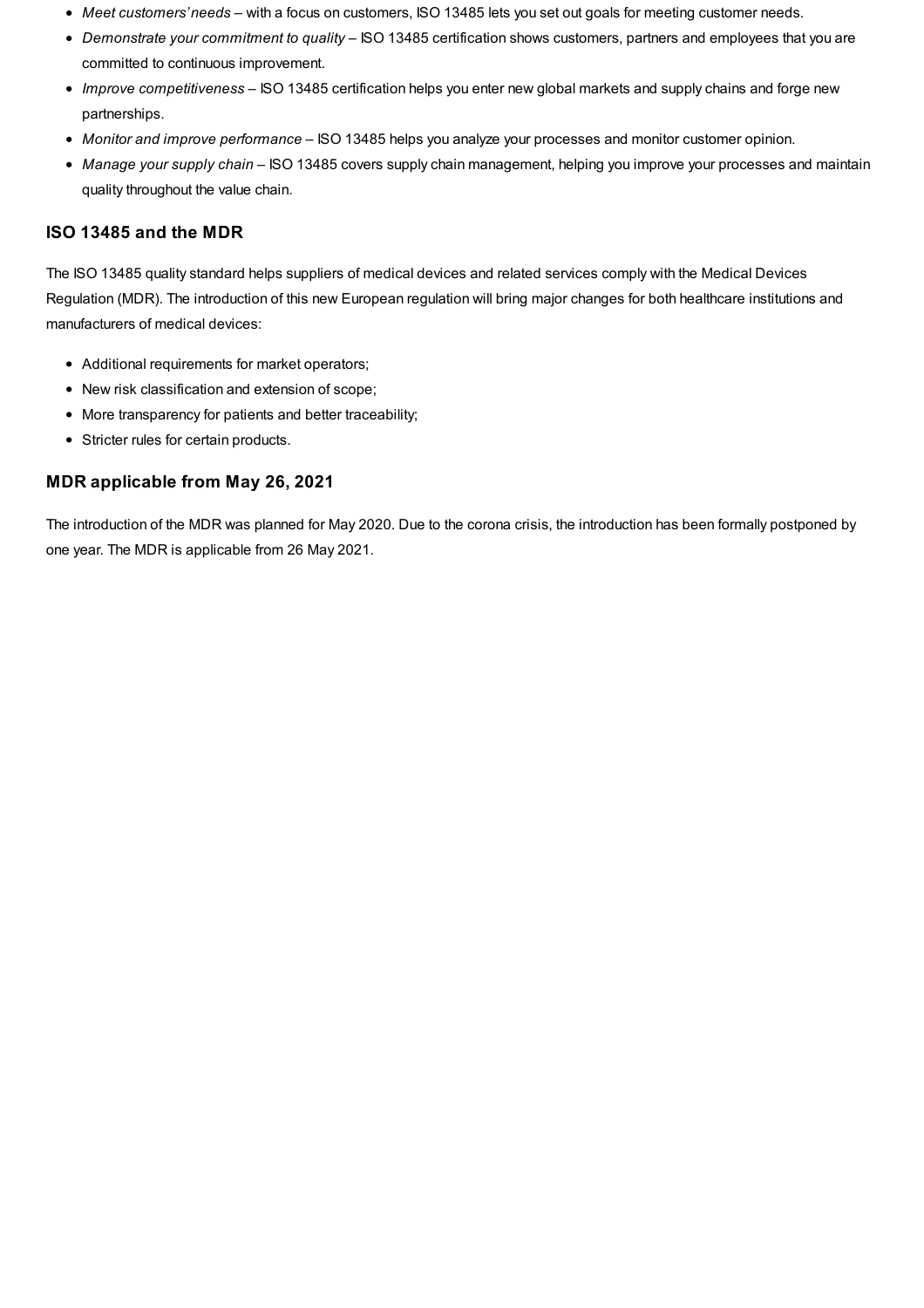- *Meet customers' needs* – with a focus on customers, ISO 13485 lets you set out goals for meeting customer needs.
- *Demonstrate your commitment to quality* – ISO 13485 certification shows customers, partners and employees that you are committed to continuous improvement.
- *Improve competitiveness* – ISO 13485 certification helps you enter new global markets and supply chains and forge new partnerships.
- *Monitor and improve performance* – ISO 13485 helps you analyze your processes and monitor customer opinion.
- *Manage your supply chain* – ISO 13485 covers supply chain management, helping you improve your processes and maintain quality throughout the value chain.

### ISO 13485 and the MDR

The ISO 13485 quality standard helps suppliers of medical devices and related services comply with the Medical Devices Regulation (MDR). The introduction of this new European regulation will bring major changes for both healthcare institutions and manufacturers of medical devices:

- Additional requirements for market operators;
- New risk classification and extension of scope;
- More transparency for patients and better traceability;
- Stricter rules for certain products.

### MDR applicable from May 26, 2021

The introduction of the MDR was planned for May 2020. Due to the corona crisis, the introduction has been formally postponed by one year. The MDR is applicable from 26 May 2021.